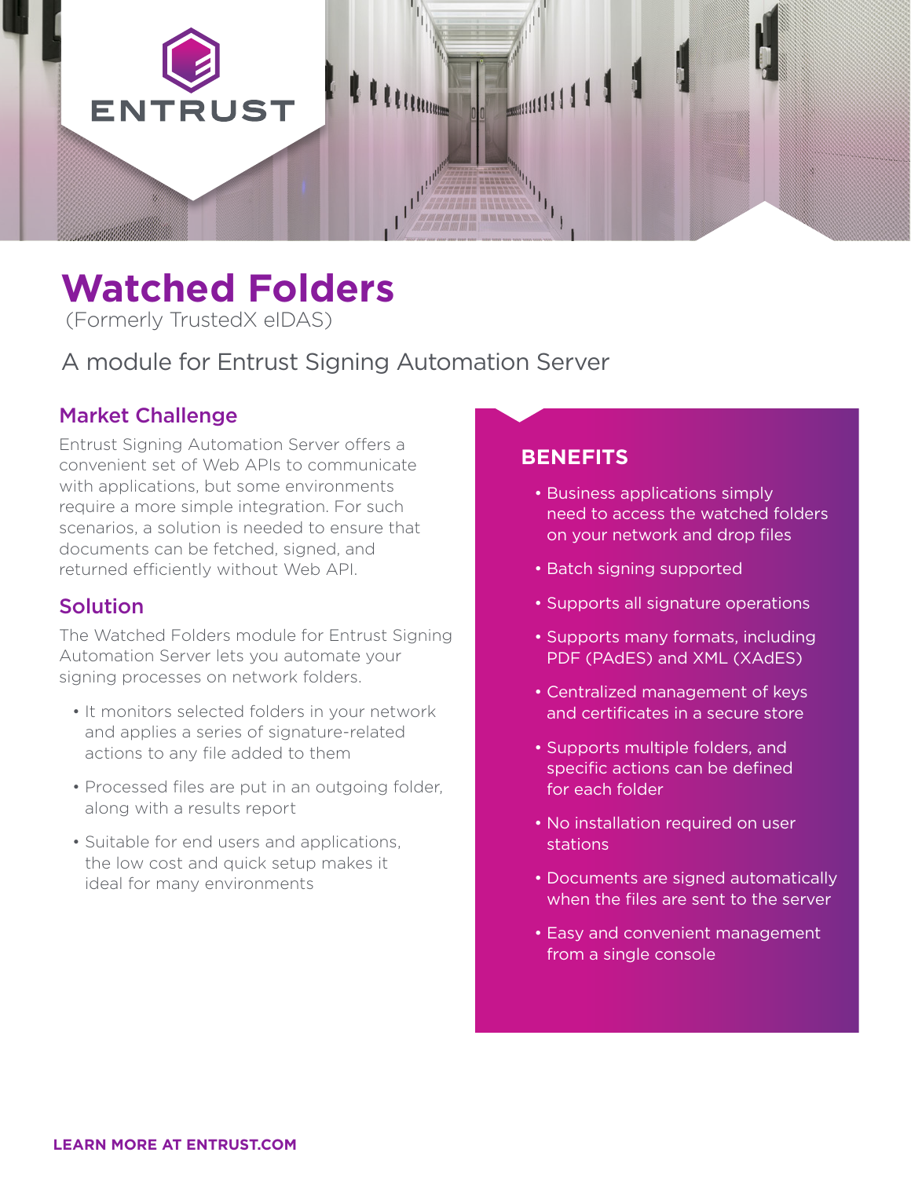# Watched Folders

(Formerly TrustedX eIDAS)

A module for Entrust Signing Automation Server

## Market Challenge

Entrust Signing Automation Server offers a convenient set of Web APIs to communicate with applications, but some environments require a more simple integration. For such scenarios, a solution is needed to ensure that documents can be fetched, signed, and returned efficiently without Web API.

## Solution

The Watched Folders module for Entrust Signing Automation Server lets you automate your signing processes on network folders.

- It monitors selected folders in your network and applies a series of signature-related actions to any file added to them
- Processed files are put in an outgoing folder, along with a results report
- Suitable for end users and applications, the low cost and quick setup makes it ideal for many environments

## BENEFITS

- Business applications simply need to access the watched folders on your network and drop files
- Batch signing supported
- Supports all signature operations
- Supports many formats, including PDF (PAdES) and XML (XAdES)
- Centralized management of keys and certificates in a secure store
- Supports multiple folders, and specific actions can be defined for each folder
- No installation required on user stations
- Documents are signed automatically when the files are sent to the server
- Easy and convenient management from a single console

**LEARN MORE AT ENTRUST.COM**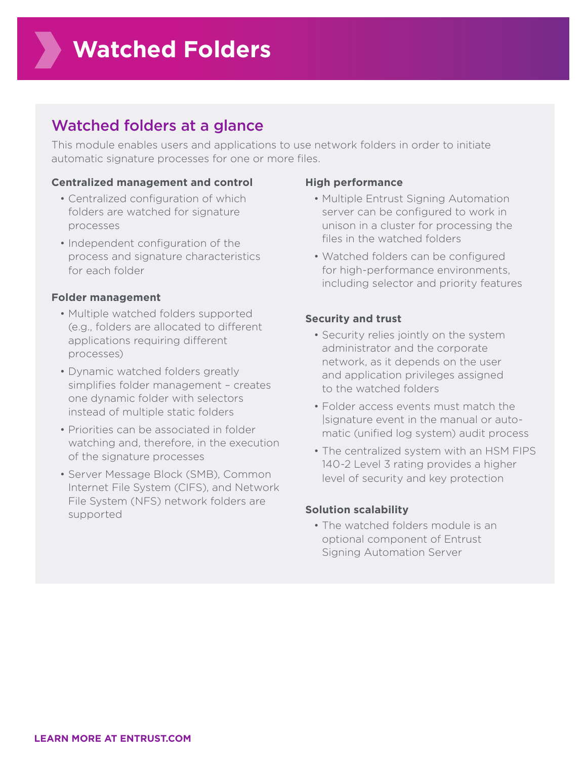# Watched Folders

## Watched folders at a glance

This module enables users and applications to use network folders in order to initiate automatic signature processes for one or more files.

**Centralized management and control**

- Centralized configuration of which folders are watched for signature processes
- Independent configuration of the process and signature characteristics for each folder

**Folder management**

- Multiple watched folders supported (e.g., folders are allocated to different applications requiring different processes)
- Dynamic watched folders greatly simplifies folder management – creates one dynamic folder with selectors instead of multiple static folders
- Priorities can be associated in folder watching and, therefore, in the execution of the signature processes
- Server Message Block (SMB), Common Internet File System (CIFS), and Network File System (NFS) network folders are supported

**High performance**

- Multiple Entrust Signing Automation server can be configured to work in unison in a cluster for processing the files in the watched folders
- Watched folders can be configured for high-performance environments, including selector and priority features

**Security and trust**

- Security relies jointly on the system administrator and the corporate network, as it depends on the user and application privileges assigned to the watched folders
- Folder access events must match the |signature event in the manual or automatic (unified log system) audit process
- The centralized system with an HSM FIPS 140-2 Level 3 rating provides a higher level of security and key protection

**Solution scalability**

- The watched folders module is an optional component of Entrust Signing Automation Server

**LEARN MORE AT ENTRUST.COM**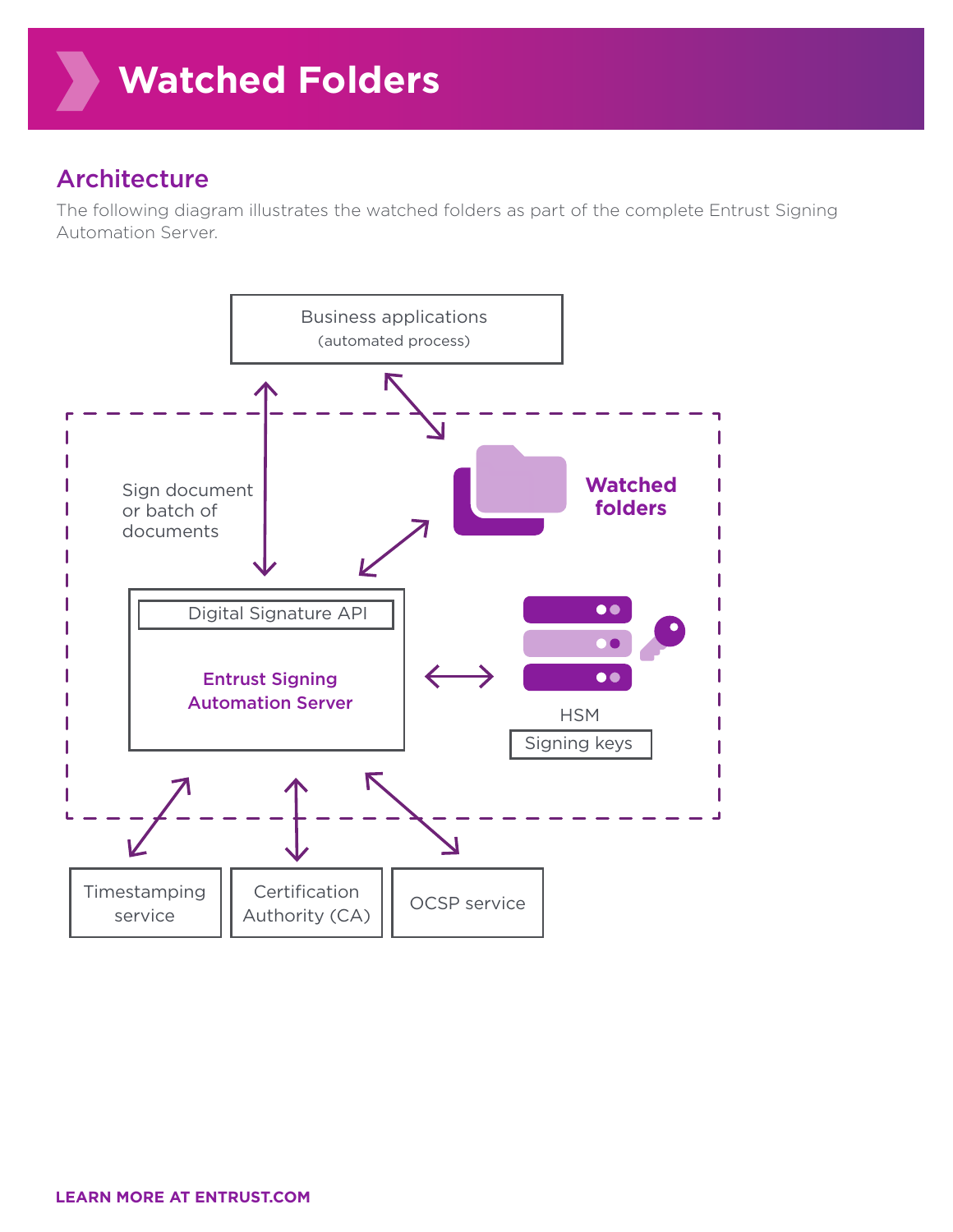# Watched Folders

## Architecture

The following diagram illustrates the watched folders as part of the complete Entrust Signing Automation Server.

Business applications (automated process)

Sign document or batch of documents

Watched folders

Digital Signature API

Entrust Signing Automation Server

HSM

Signing keys

Timestamping service

Certification Authority (CA)

OCSP service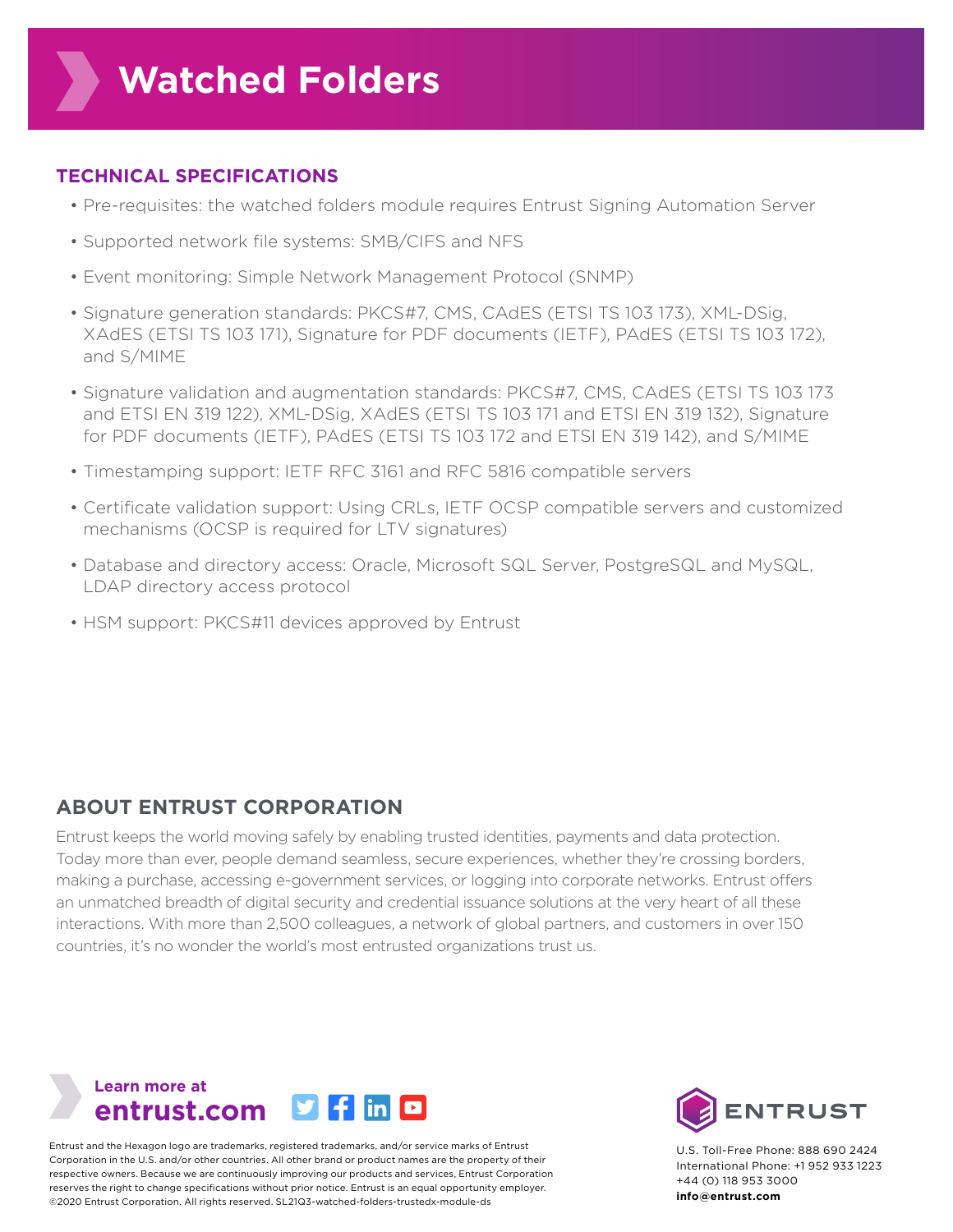# Watched Folders

## TECHNICAL SPECIFICATIONS

- Pre-requisites: the watched folders module requires Entrust Signing Automation Server
- Supported network file systems: SMB/CIFS and NFS
- Event monitoring: Simple Network Management Protocol (SNMP)
- Signature generation standards: PKCS#7, CMS, CAdES (ETSI TS 103 173), XML-DSig, XAdES (ETSI TS 103 171), Signature for PDF documents (IETF), PAdES (ETSI TS 103 172), and S/MIME
- Signature validation and augmentation standards: PKCS#7, CMS, CAdES (ETSI TS 103 173 and ETSI EN 319 122), XML-DSig, XAdES (ETSI TS 103 171 and ETSI EN 319 132), Signature for PDF documents (IETF), PAdES (ETSI TS 103 172 and ETSI EN 319 142), and S/MIME
- Timestamping support: IETF RFC 3161 and RFC 5816 compatible servers
- Certificate validation support: Using CRLs, IETF OCSP compatible servers and customized mechanisms (OCSP is required for LTV signatures)
- Database and directory access: Oracle, Microsoft SQL Server, PostgreSQL and MySQL, LDAP directory access protocol
- HSM support: PKCS#11 devices approved by Entrust

## ABOUT ENTRUST CORPORATION

Entrust keeps the world moving safely by enabling trusted identities, payments and data protection. Today more than ever, people demand seamless, secure experiences, whether they're crossing borders, making a purchase, accessing e-government services, or logging into corporate networks. Entrust offers an unmatched breadth of digital security and credential issuance solutions at the very heart of all these interactions. With more than 2,500 colleagues, a network of global partners, and customers in over 150 countries, it's no wonder the world's most entrusted organizations trust us.

**Learn more at**
**entrust.com**

Entrust and the Hexagon logo are trademarks, registered trademarks, and/or service marks of Entrust Corporation in the U.S. and/or other countries. All other brand or product names are the property of their respective owners. Because we are continuously improving our products and services, Entrust Corporation reserves the right to change specifications without prior notice. Entrust is an equal opportunity employer. ©2020 Entrust Corporation. All rights reserved. SL21Q3-watched-folders-trustedx-module-ds

ENTRUST

U.S. Toll-Free Phone: 888 690 2424
International Phone: +1 952 933 1223
+44 (0) 118 953 3000
**info@entrust.com**